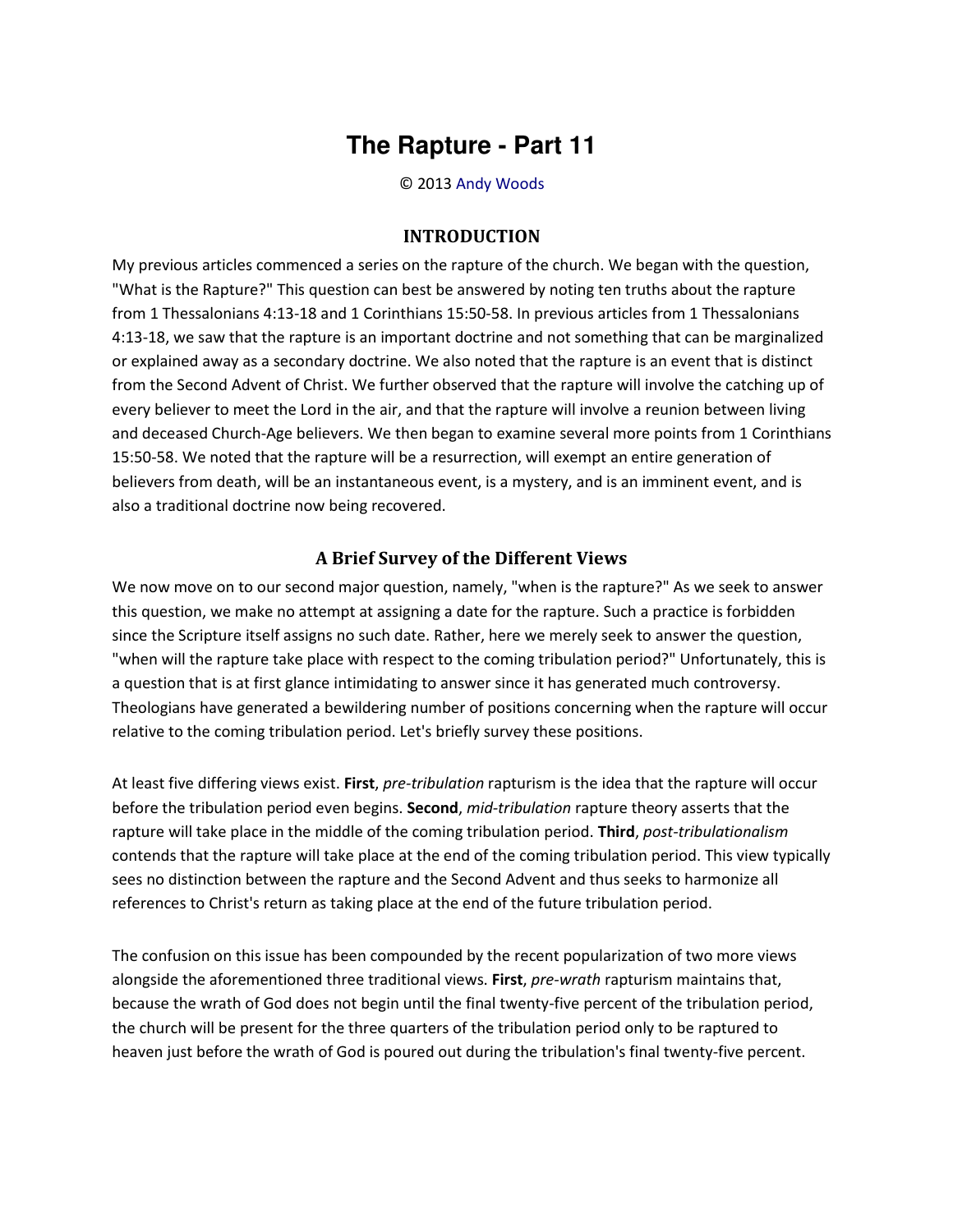# The Rapture - Part 11

© 2013 Andy Woods

## INTRODUCTION

My previous articles commenced a series on the rapture of the church. We began with the question, "What is the Rapture?" This question can best be answered by noting ten truths about the rapture from 1 Thessalonians 4:13-18 and 1 Corinthians 15:50-58. In previous articles from 1 Thessalonians 4:13-18, we saw that the rapture is an important doctrine and not something that can be marginalized or explained away as a secondary doctrine. We also noted that the rapture is an event that is distinct from the Second Advent of Christ. We further observed that the rapture will involve the catching up of every believer to meet the Lord in the air, and that the rapture will involve a reunion between living and deceased Church-Age believers. We then began to examine several more points from 1 Corinthians 15:50-58. We noted that the rapture will be a resurrection, will exempt an entire generation of believers from death, will be an instantaneous event, is a mystery, and is an imminent event, and is also a traditional doctrine now being recovered.

## A Brief Survey of the Different Views

We now move on to our second major question, namely, "when is the rapture?" As we seek to answer this question, we make no attempt at assigning a date for the rapture. Such a practice is forbidden since the Scripture itself assigns no such date. Rather, here we merely seek to answer the question, "when will the rapture take place with respect to the coming tribulation period?" Unfortunately, this is a question that is at first glance intimidating to answer since it has generated much controversy. Theologians have generated a bewildering number of positions concerning when the rapture will occur relative to the coming tribulation period. Let's briefly survey these positions.

At least five differing views exist. **First**, *pre-tribulation* rapturism is the idea that the rapture will occur before the tribulation period even begins. **Second**, *mid-tribulation* rapture theory asserts that the rapture will take place in the middle of the coming tribulation period. **Third**, *post-tribulationalism* contends that the rapture will take place at the end of the coming tribulation period. This view typically sees no distinction between the rapture and the Second Advent and thus seeks to harmonize all references to Christ's return as taking place at the end of the future tribulation period.

The confusion on this issue has been compounded by the recent popularization of two more views alongside the aforementioned three traditional views. **First**, *pre-wrath* rapturism maintains that, because the wrath of God does not begin until the final twenty-five percent of the tribulation period, the church will be present for the three quarters of the tribulation period only to be raptured to heaven just before the wrath of God is poured out during the tribulation's final twenty-five percent.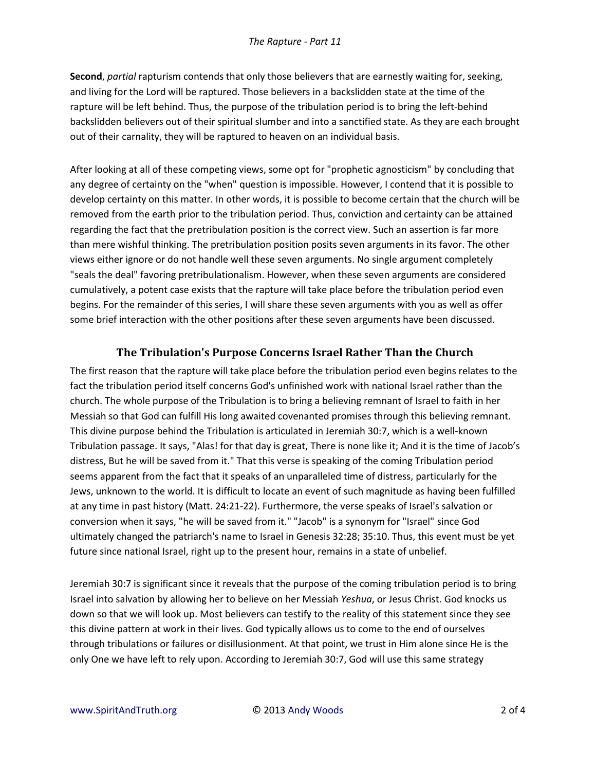**Second**, *partial* rapturism contends that only those believers that are earnestly waiting for, seeking, and living for the Lord will be raptured. Those believers in a backslidden state at the time of the rapture will be left behind. Thus, the purpose of the tribulation period is to bring the left-behind backslidden believers out of their spiritual slumber and into a sanctified state. As they are each brought out of their carnality, they will be raptured to heaven on an individual basis.

After looking at all of these competing views, some opt for "prophetic agnosticism" by concluding that any degree of certainty on the "when" question is impossible. However, I contend that it is possible to develop certainty on this matter. In other words, it is possible to become certain that the church will be removed from the earth prior to the tribulation period. Thus, conviction and certainty can be attained regarding the fact that the pretribulation position is the correct view. Such an assertion is far more than mere wishful thinking. The pretribulation position posits seven arguments in its favor. The other views either ignore or do not handle well these seven arguments. No single argument completely "seals the deal" favoring pretribulationalism. However, when these seven arguments are considered cumulatively, a potent case exists that the rapture will take place before the tribulation period even begins. For the remainder of this series, I will share these seven arguments with you as well as offer some brief interaction with the other positions after these seven arguments have been discussed.

## The Tribulation's Purpose Concerns Israel Rather Than the Church

The first reason that the rapture will take place before the tribulation period even begins relates to the fact the tribulation period itself concerns God's unfinished work with national Israel rather than the church. The whole purpose of the Tribulation is to bring a believing remnant of Israel to faith in her Messiah so that God can fulfill His long awaited covenanted promises through this believing remnant. This divine purpose behind the Tribulation is articulated in Jeremiah 30:7, which is a well-known Tribulation passage. It says, "Alas! for that day is great, There is none like it; And it is the time of Jacob's distress, But he will be saved from it." That this verse is speaking of the coming Tribulation period seems apparent from the fact that it speaks of an unparalleled time of distress, particularly for the Jews, unknown to the world. It is difficult to locate an event of such magnitude as having been fulfilled at any time in past history (Matt. 24:21-22). Furthermore, the verse speaks of Israel's salvation or conversion when it says, "he will be saved from it." "Jacob" is a synonym for "Israel" since God ultimately changed the patriarch's name to Israel in Genesis 32:28; 35:10. Thus, this event must be yet future since national Israel, right up to the present hour, remains in a state of unbelief.

Jeremiah 30:7 is significant since it reveals that the purpose of the coming tribulation period is to bring Israel into salvation by allowing her to believe on her Messiah *Yeshua*, or Jesus Christ. God knocks us down so that we will look up. Most believers can testify to the reality of this statement since they see this divine pattern at work in their lives. God typically allows us to come to the end of ourselves through tribulations or failures or disillusionment. At that point, we trust in Him alone since He is the only One we have left to rely upon. According to Jeremiah 30:7, God will use this same strategy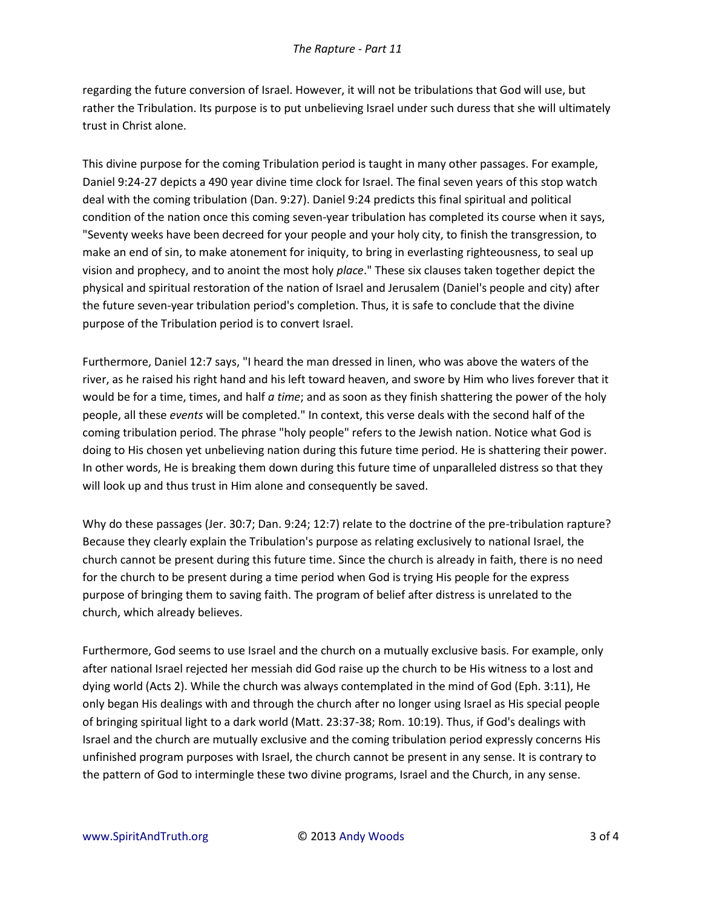regarding the future conversion of Israel. However, it will not be tribulations that God will use, but rather the Tribulation. Its purpose is to put unbelieving Israel under such duress that she will ultimately trust in Christ alone.

This divine purpose for the coming Tribulation period is taught in many other passages. For example, Daniel 9:24-27 depicts a 490 year divine time clock for Israel. The final seven years of this stop watch deal with the coming tribulation (Dan. 9:27). Daniel 9:24 predicts this final spiritual and political condition of the nation once this coming seven-year tribulation has completed its course when it says, "Seventy weeks have been decreed for your people and your holy city, to finish the transgression, to make an end of sin, to make atonement for iniquity, to bring in everlasting righteousness, to seal up vision and prophecy, and to anoint the most holy *place*." These six clauses taken together depict the physical and spiritual restoration of the nation of Israel and Jerusalem (Daniel's people and city) after the future seven-year tribulation period's completion. Thus, it is safe to conclude that the divine purpose of the Tribulation period is to convert Israel.

Furthermore, Daniel 12:7 says, "I heard the man dressed in linen, who was above the waters of the river, as he raised his right hand and his left toward heaven, and swore by Him who lives forever that it would be for a time, times, and half *a time*; and as soon as they finish shattering the power of the holy people, all these *events* will be completed." In context, this verse deals with the second half of the coming tribulation period. The phrase "holy people" refers to the Jewish nation. Notice what God is doing to His chosen yet unbelieving nation during this future time period. He is shattering their power. In other words, He is breaking them down during this future time of unparalleled distress so that they will look up and thus trust in Him alone and consequently be saved.

Why do these passages (Jer. 30:7; Dan. 9:24; 12:7) relate to the doctrine of the pre-tribulation rapture? Because they clearly explain the Tribulation's purpose as relating exclusively to national Israel, the church cannot be present during this future time. Since the church is already in faith, there is no need for the church to be present during a time period when God is trying His people for the express purpose of bringing them to saving faith. The program of belief after distress is unrelated to the church, which already believes.

Furthermore, God seems to use Israel and the church on a mutually exclusive basis. For example, only after national Israel rejected her messiah did God raise up the church to be His witness to a lost and dying world (Acts 2). While the church was always contemplated in the mind of God (Eph. 3:11), He only began His dealings with and through the church after no longer using Israel as His special people of bringing spiritual light to a dark world (Matt. 23:37-38; Rom. 10:19). Thus, if God's dealings with Israel and the church are mutually exclusive and the coming tribulation period expressly concerns His unfinished program purposes with Israel, the church cannot be present in any sense. It is contrary to the pattern of God to intermingle these two divine programs, Israel and the Church, in any sense.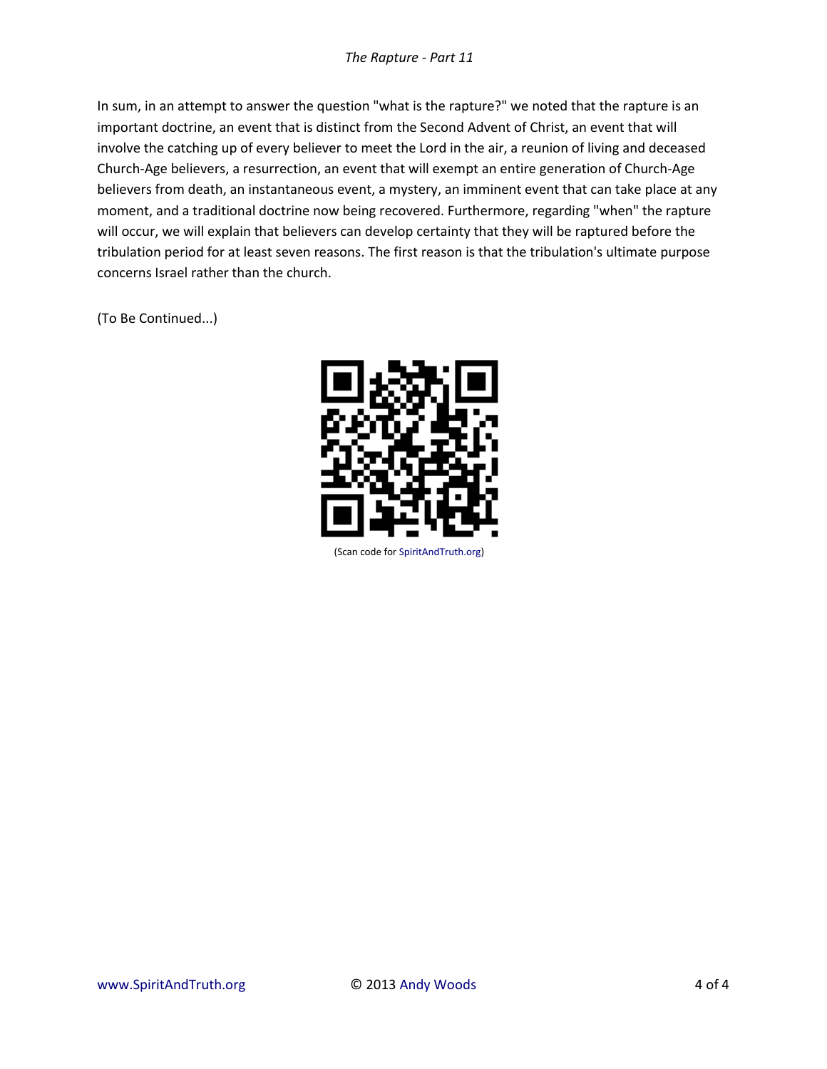In sum, in an attempt to answer the question "what is the rapture?" we noted that the rapture is an important doctrine, an event that is distinct from the Second Advent of Christ, an event that will involve the catching up of every believer to meet the Lord in the air, a reunion of living and deceased Church-Age believers, a resurrection, an event that will exempt an entire generation of Church-Age believers from death, an instantaneous event, a mystery, an imminent event that can take place at any moment, and a traditional doctrine now being recovered. Furthermore, regarding "when" the rapture will occur, we will explain that believers can develop certainty that they will be raptured before the tribulation period for at least seven reasons. The first reason is that the tribulation's ultimate purpose concerns Israel rather than the church.

(To Be Continued...)

(Scan code for SpiritAndTruth.org)